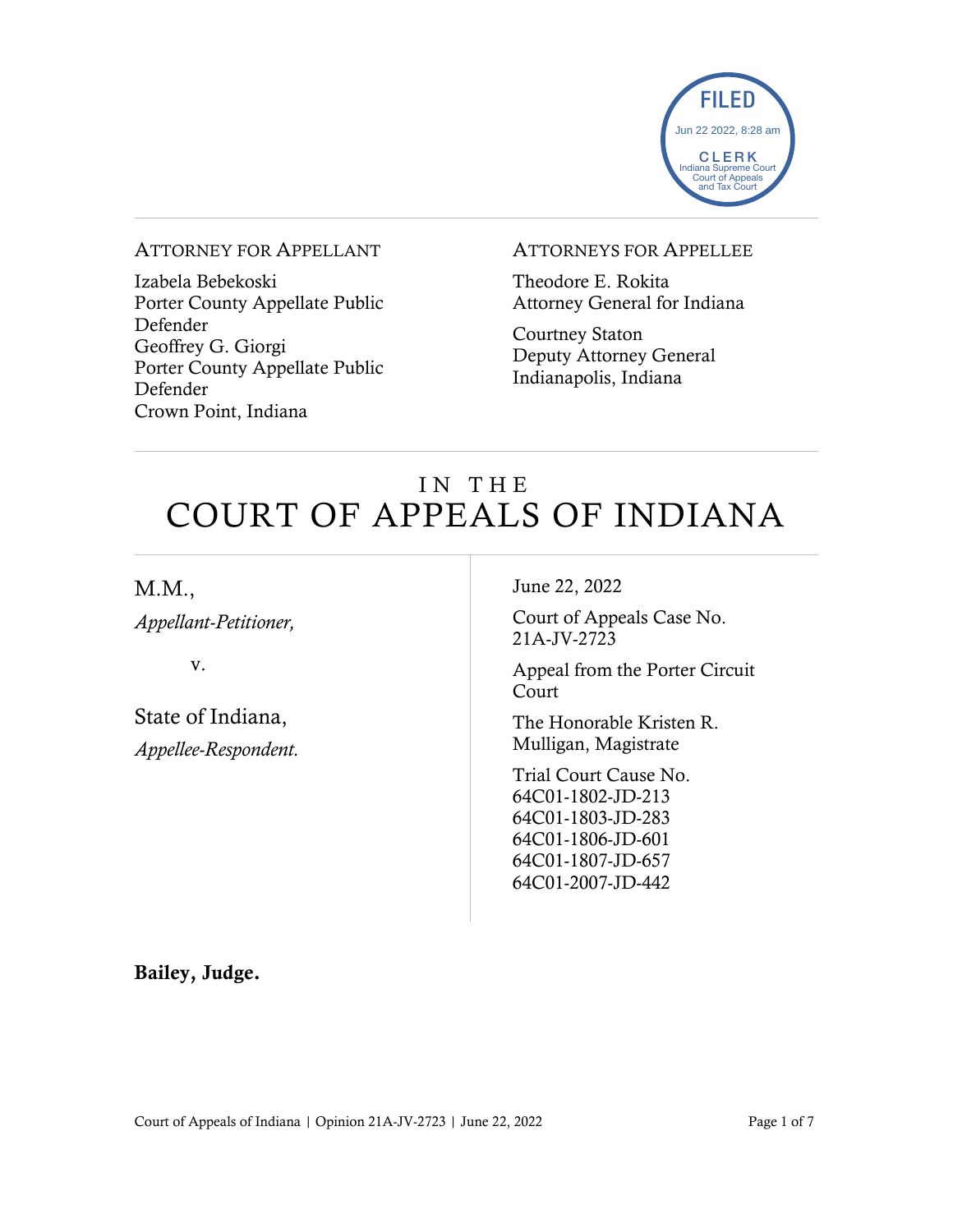FILED
Jun 22 2022, 8:28 am
CLERK
Indiana Supreme Court
Court of Appeals
and Tax Court

ATTORNEY FOR APPELLANT

Izabela Bebekoski
Porter County Appellate Public Defender
Geoffrey G. Giorgi
Porter County Appellate Public Defender
Crown Point, Indiana

ATTORNEYS FOR APPELLEE

Theodore E. Rokita
Attorney General for Indiana

Courtney Staton
Deputy Attorney General
Indianapolis, Indiana

# IN THE COURT OF APPEALS OF INDIANA

M.M.,
*Appellant-Petitioner,*

v.

State of Indiana,
*Appellee-Respondent.*

June 22, 2022

Court of Appeals Case No. 21A-JV-2723

Appeal from the Porter Circuit Court

The Honorable Kristen R. Mulligan, Magistrate

Trial Court Cause No.
64C01-1802-JD-213
64C01-1803-JD-283
64C01-1806-JD-601
64C01-1807-JD-657
64C01-2007-JD-442

**Bailey, Judge.**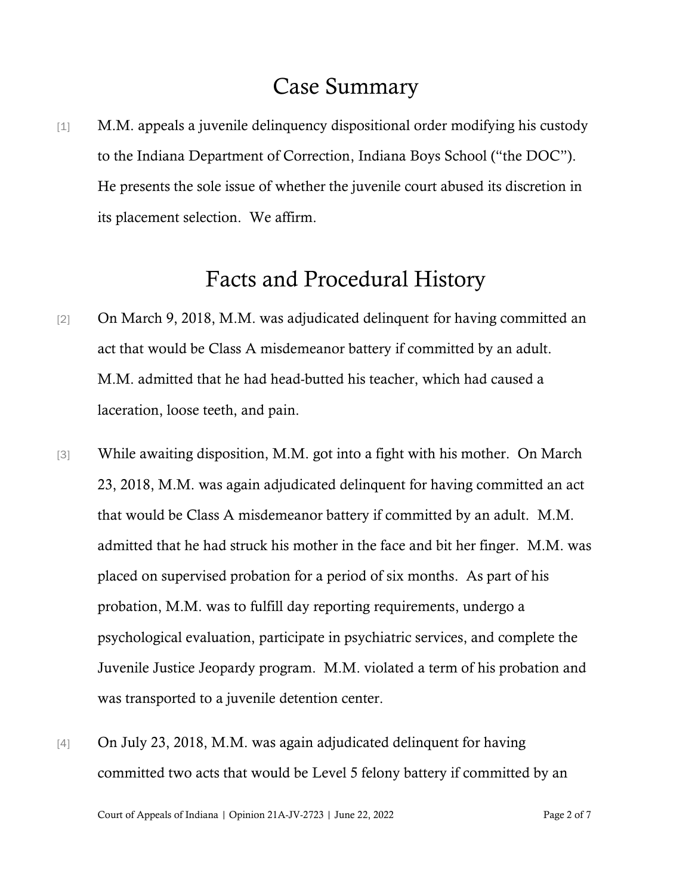# Case Summary

[1] M.M. appeals a juvenile delinquency dispositional order modifying his custody to the Indiana Department of Correction, Indiana Boys School ("the DOC"). He presents the sole issue of whether the juvenile court abused its discretion in its placement selection. We affirm.

# Facts and Procedural History

[2] On March 9, 2018, M.M. was adjudicated delinquent for having committed an act that would be Class A misdemeanor battery if committed by an adult. M.M. admitted that he had head-butted his teacher, which had caused a laceration, loose teeth, and pain.

[3] While awaiting disposition, M.M. got into a fight with his mother. On March 23, 2018, M.M. was again adjudicated delinquent for having committed an act that would be Class A misdemeanor battery if committed by an adult. M.M. admitted that he had struck his mother in the face and bit her finger. M.M. was placed on supervised probation for a period of six months. As part of his probation, M.M. was to fulfill day reporting requirements, undergo a psychological evaluation, participate in psychiatric services, and complete the Juvenile Justice Jeopardy program. M.M. violated a term of his probation and was transported to a juvenile detention center.

[4] On July 23, 2018, M.M. was again adjudicated delinquent for having committed two acts that would be Level 5 felony battery if committed by an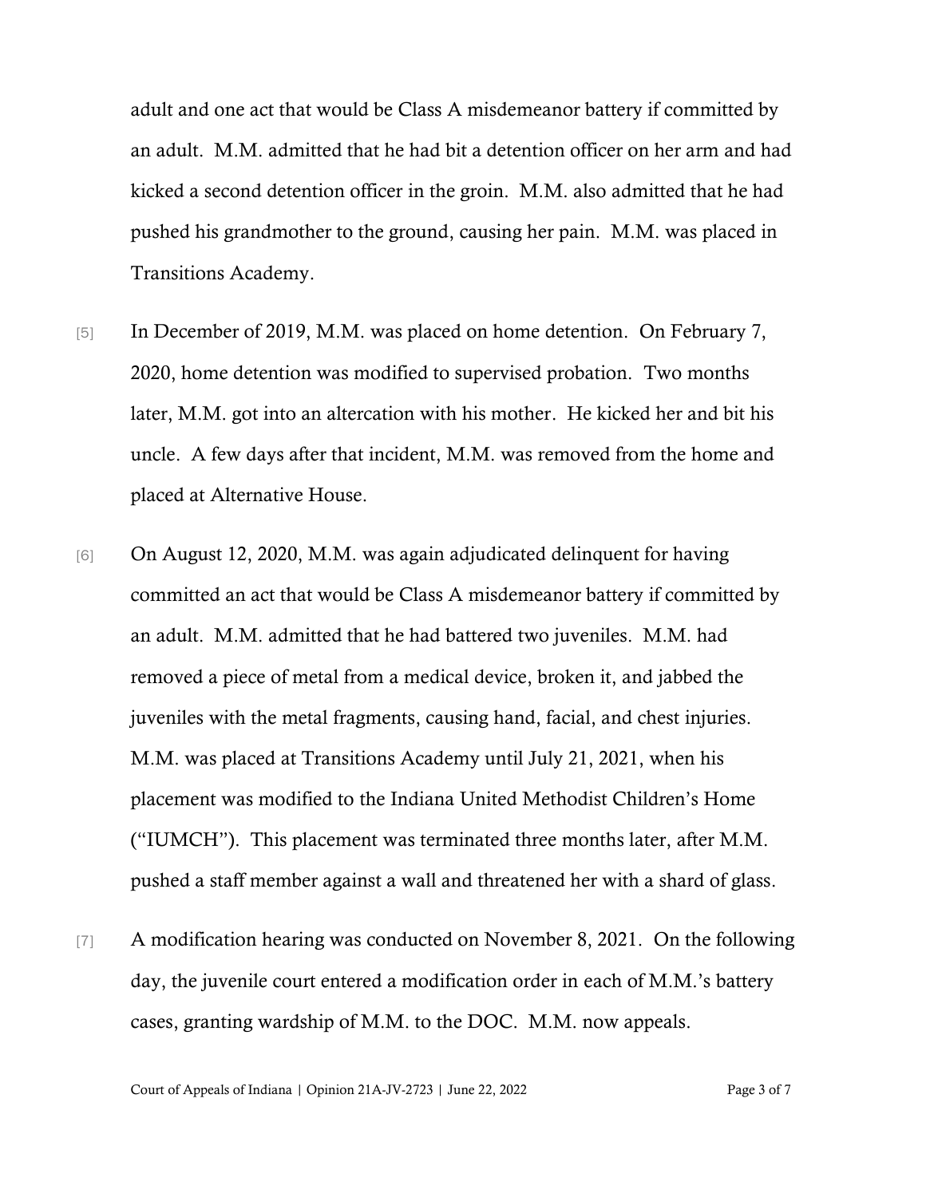adult and one act that would be Class A misdemeanor battery if committed by an adult. M.M. admitted that he had bit a detention officer on her arm and had kicked a second detention officer in the groin. M.M. also admitted that he had pushed his grandmother to the ground, causing her pain. M.M. was placed in Transitions Academy.

[5] In December of 2019, M.M. was placed on home detention. On February 7, 2020, home detention was modified to supervised probation. Two months later, M.M. got into an altercation with his mother. He kicked her and bit his uncle. A few days after that incident, M.M. was removed from the home and placed at Alternative House.

[6] On August 12, 2020, M.M. was again adjudicated delinquent for having committed an act that would be Class A misdemeanor battery if committed by an adult. M.M. admitted that he had battered two juveniles. M.M. had removed a piece of metal from a medical device, broken it, and jabbed the juveniles with the metal fragments, causing hand, facial, and chest injuries. M.M. was placed at Transitions Academy until July 21, 2021, when his placement was modified to the Indiana United Methodist Children's Home ("IUMCH"). This placement was terminated three months later, after M.M. pushed a staff member against a wall and threatened her with a shard of glass.

[7] A modification hearing was conducted on November 8, 2021. On the following day, the juvenile court entered a modification order in each of M.M.'s battery cases, granting wardship of M.M. to the DOC. M.M. now appeals.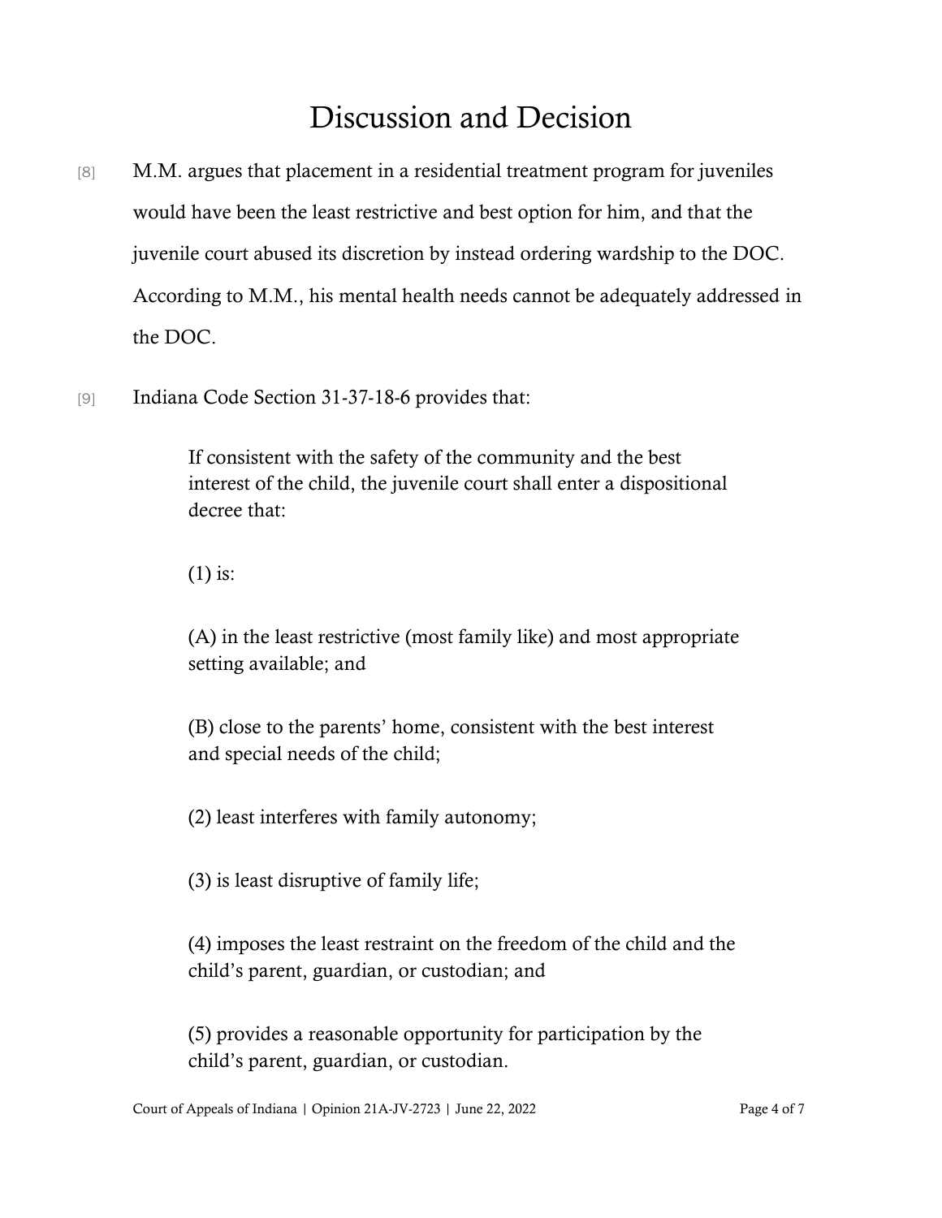# Discussion and Decision

[8] M.M. argues that placement in a residential treatment program for juveniles would have been the least restrictive and best option for him, and that the juvenile court abused its discretion by instead ordering wardship to the DOC. According to M.M., his mental health needs cannot be adequately addressed in the DOC.

[9] Indiana Code Section 31-37-18-6 provides that:

> If consistent with the safety of the community and the best interest of the child, the juvenile court shall enter a dispositional decree that:
>
> (1) is:
>
> (A) in the least restrictive (most family like) and most appropriate setting available; and
>
> (B) close to the parents' home, consistent with the best interest and special needs of the child;
>
> (2) least interferes with family autonomy;
>
> (3) is least disruptive of family life;
>
> (4) imposes the least restraint on the freedom of the child and the child's parent, guardian, or custodian; and
>
> (5) provides a reasonable opportunity for participation by the child's parent, guardian, or custodian.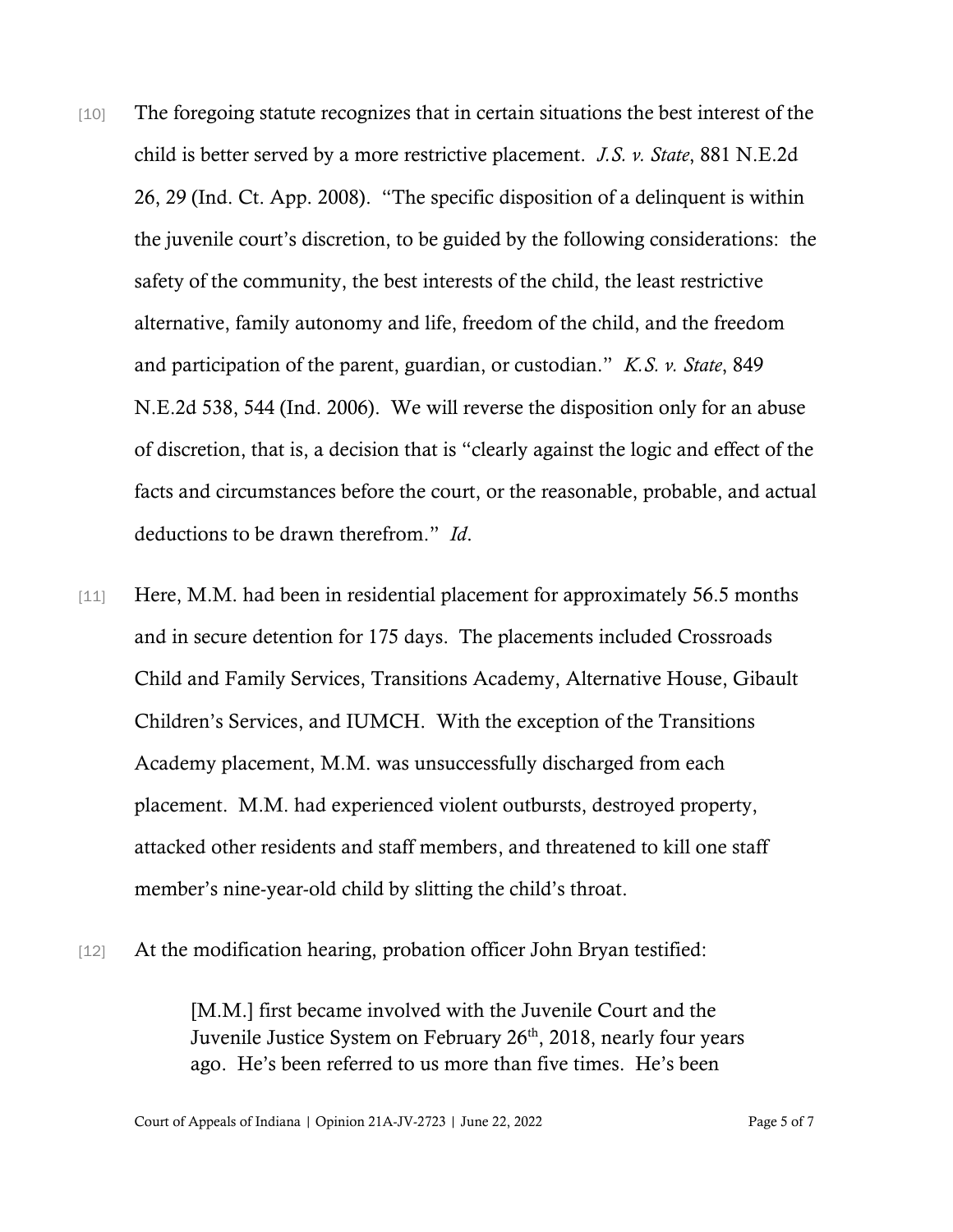[10] The foregoing statute recognizes that in certain situations the best interest of the child is better served by a more restrictive placement. *J.S. v. State*, 881 N.E.2d 26, 29 (Ind. Ct. App. 2008). "The specific disposition of a delinquent is within the juvenile court's discretion, to be guided by the following considerations: the safety of the community, the best interests of the child, the least restrictive alternative, family autonomy and life, freedom of the child, and the freedom and participation of the parent, guardian, or custodian." *K.S. v. State*, 849 N.E.2d 538, 544 (Ind. 2006). We will reverse the disposition only for an abuse of discretion, that is, a decision that is "clearly against the logic and effect of the facts and circumstances before the court, or the reasonable, probable, and actual deductions to be drawn therefrom." *Id*.

[11] Here, M.M. had been in residential placement for approximately 56.5 months and in secure detention for 175 days. The placements included Crossroads Child and Family Services, Transitions Academy, Alternative House, Gibault Children's Services, and IUMCH. With the exception of the Transitions Academy placement, M.M. was unsuccessfully discharged from each placement. M.M. had experienced violent outbursts, destroyed property, attacked other residents and staff members, and threatened to kill one staff member's nine-year-old child by slitting the child's throat.

[12] At the modification hearing, probation officer John Bryan testified:

> [M.M.] first became involved with the Juvenile Court and the Juvenile Justice System on February 26th, 2018, nearly four years ago. He's been referred to us more than five times. He's been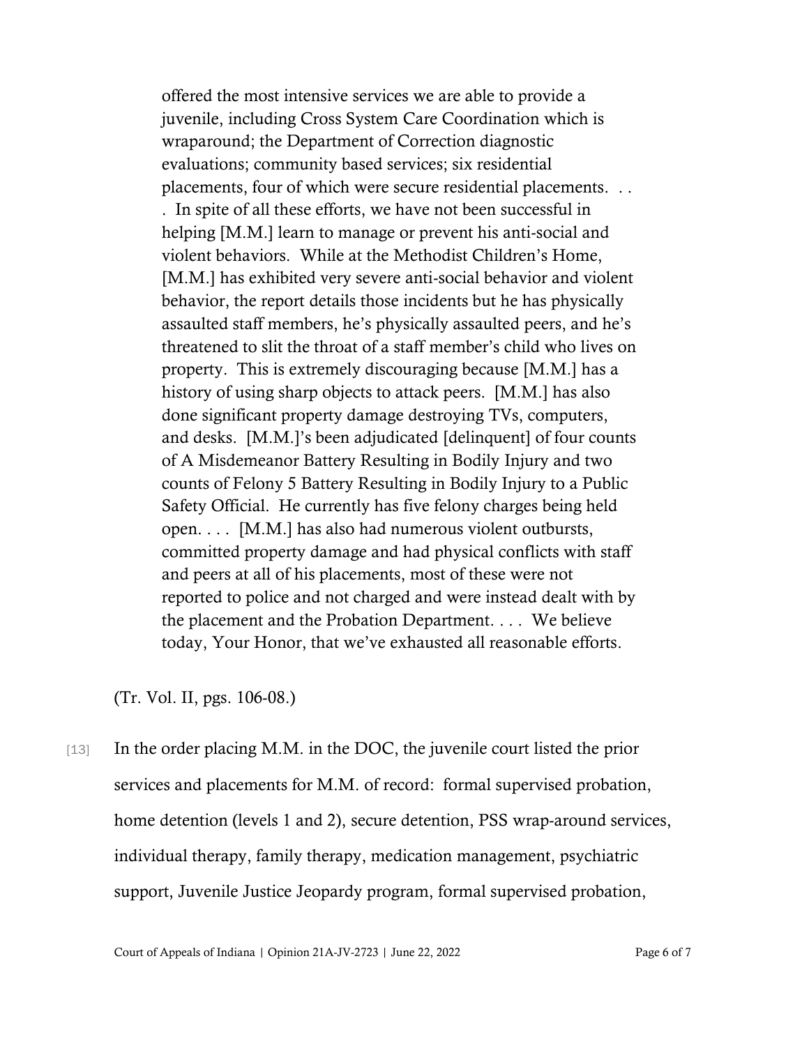> offered the most intensive services we are able to provide a juvenile, including Cross System Care Coordination which is wraparound; the Department of Correction diagnostic evaluations; community based services; six residential placements, four of which were secure residential placements. . . . In spite of all these efforts, we have not been successful in helping [M.M.] learn to manage or prevent his anti-social and violent behaviors. While at the Methodist Children's Home, [M.M.] has exhibited very severe anti-social behavior and violent behavior, the report details those incidents but he has physically assaulted staff members, he's physically assaulted peers, and he's threatened to slit the throat of a staff member's child who lives on property. This is extremely discouraging because [M.M.] has a history of using sharp objects to attack peers. [M.M.] has also done significant property damage destroying TVs, computers, and desks. [M.M.]'s been adjudicated [delinquent] of four counts of A Misdemeanor Battery Resulting in Bodily Injury and two counts of Felony 5 Battery Resulting in Bodily Injury to a Public Safety Official. He currently has five felony charges being held open. . . . [M.M.] has also had numerous violent outbursts, committed property damage and had physical conflicts with staff and peers at all of his placements, most of these were not reported to police and not charged and were instead dealt with by the placement and the Probation Department. . . . We believe today, Your Honor, that we've exhausted all reasonable efforts.

(Tr. Vol. II, pgs. 106-08.)

[13] In the order placing M.M. in the DOC, the juvenile court listed the prior services and placements for M.M. of record: formal supervised probation, home detention (levels 1 and 2), secure detention, PSS wrap-around services, individual therapy, family therapy, medication management, psychiatric support, Juvenile Justice Jeopardy program, formal supervised probation,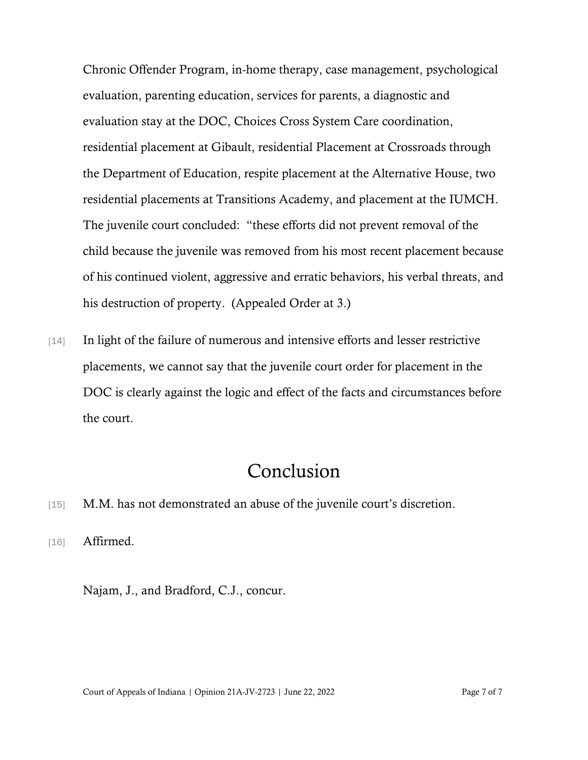Chronic Offender Program, in-home therapy, case management, psychological evaluation, parenting education, services for parents, a diagnostic and evaluation stay at the DOC, Choices Cross System Care coordination, residential placement at Gibault, residential Placement at Crossroads through the Department of Education, respite placement at the Alternative House, two residential placements at Transitions Academy, and placement at the IUMCH. The juvenile court concluded: "these efforts did not prevent removal of the child because the juvenile was removed from his most recent placement because of his continued violent, aggressive and erratic behaviors, his verbal threats, and his destruction of property. (Appealed Order at 3.)

[14] In light of the failure of numerous and intensive efforts and lesser restrictive placements, we cannot say that the juvenile court order for placement in the DOC is clearly against the logic and effect of the facts and circumstances before the court.

# Conclusion

[15] M.M. has not demonstrated an abuse of the juvenile court's discretion.

[16] Affirmed.

Najam, J., and Bradford, C.J., concur.